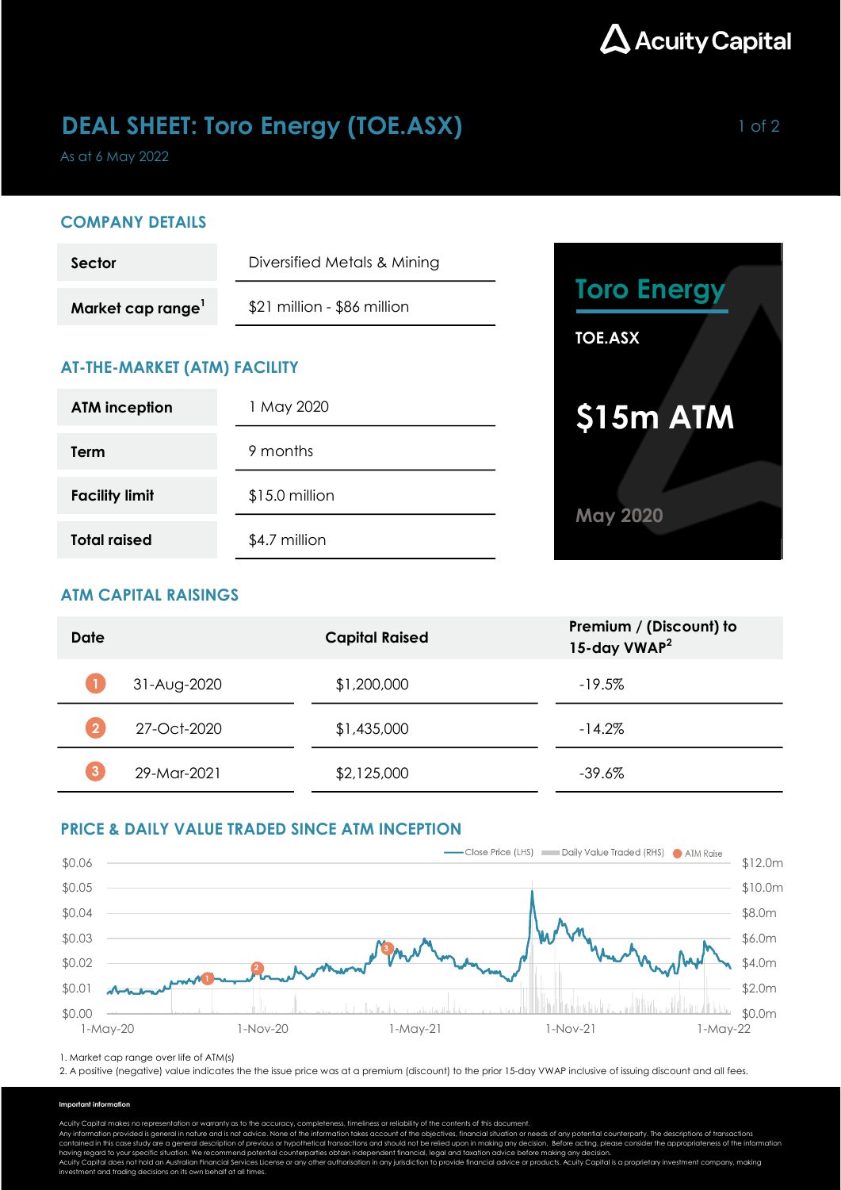# DEAL SHEET: Toro Energy (TOE.ASX)

As at 6 May 2022

## COMPANY DETAILS

| | |
|---|---|
| **Sector** | Diversified Metals & Mining |
| **Market cap range**[1] | $21 million - $86 million |

## AT-THE-MARKET (ATM) FACILITY

| | |
|---|---|
| **ATM inception** | 1 May 2020 |
| **Term** | 9 months |
| **Facility limit** | $15.0 million |
| **Total raised** | $4.7 million |

**Toro Energy**

**TOE.ASX**

**$15m ATM**

**May 2020**

## ATM CAPITAL RAISINGS

| Date | Capital Raised | Premium / (Discount) to 15-day VWAP[2] |
|---|---|---|
| 1 31-Aug-2020 | $1,200,000 | -19.5% |
| 2 27-Oct-2020 | $1,435,000 | -14.2% |
| 3 29-Mar-2021 | $2,125,000 | -39.6% |

## PRICE & DAILY VALUE TRADED SINCE ATM INCEPTION

1. Market cap range over life of ATM(s)
2. A positive (negative) value indicates the the issue price was at a premium (discount) to the prior 15-day VWAP inclusive of issuing discount and all fees.

**Important information**

Acuity Capital makes no representation or warranty as to the accuracy, completeness, timeliness or reliability of the contents of this document.
Any information provided is general in nature and is not advice. None of the information takes account of the objectives, financial situation or needs of any potential counterparty. The descriptions of transactions contained in this case study are a general description of previous or hypothetical transactions and should not be relied upon in making any decision. Before acting, please consider the appropriateness of the information having regard to your specific situation. We recommend potential counterparties obtain independent financial, legal and taxation advice before making any decision.
Acuity Capital does not hold an Australian Financial Services License or any other authorisation in any jurisdiction to provide financial advice or products. Acuity Capital is a proprietary investment company, making investment and trading decisions on its own behalf at all times.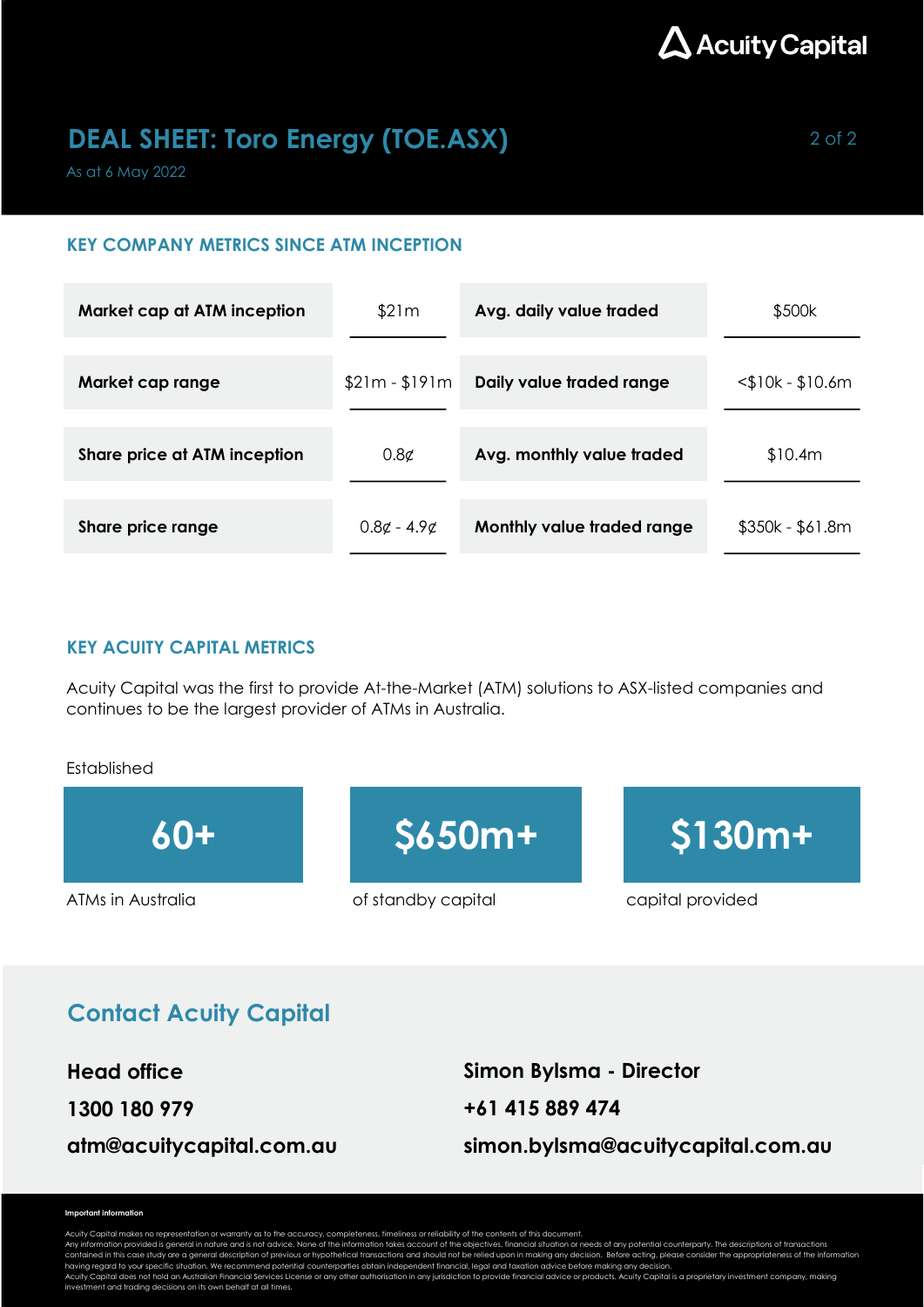Acuity Capital

# DEAL SHEET: Toro Energy (TOE.ASX)

As at 6 May 2022

## KEY COMPANY METRICS SINCE ATM INCEPTION

| | | | |
|---|---|---|---|
| **Market cap at ATM inception** | $21m | **Avg. daily value traded** | $500k |
| **Market cap range** | $21m - $191m | **Daily value traded range** | <$10k - $10.6m |
| **Share price at ATM inception** | 0.8¢ | **Avg. monthly value traded** | $10.4m |
| **Share price range** | 0.8¢ - 4.9¢ | **Monthly value traded range** | $350k - $61.8m |

## KEY ACUITY CAPITAL METRICS

Acuity Capital was the first to provide At-the-Market (ATM) solutions to ASX-listed companies and continues to be the largest provider of ATMs in Australia.

Established

**60+**
ATMs in Australia

**$650m+**
of standby capital

**$130m+**
capital provided

## Contact Acuity Capital

**Head office**
**1300 180 979**
**atm@acuitycapital.com.au**

**Simon Bylsma - Director**
**+61 415 889 474**
**simon.bylsma@acuitycapital.com.au**

**Important information**

Acuity Capital makes no representation or warranty as to the accuracy, completeness, timeliness or reliability of the contents of this document.
Any information provided is general in nature and is not advice. None of the information takes account of the objectives, financial situation or needs of any potential counterparty. The descriptions of transactions contained in this case study are a general description of previous or hypothetical transactions and should not be relied upon in making any decision. Before acting, please consider the appropriateness of the information having regard to your specific situation. We recommend potential counterparties obtain independent financial, legal and taxation advice before making any decision.
Acuity Capital does not hold an Australian Financial Services License or any other authorisation in any jurisdiction to provide financial advice or products. Acuity Capital is a proprietary investment company, making investment and trading decisions on its own behalf at all times.